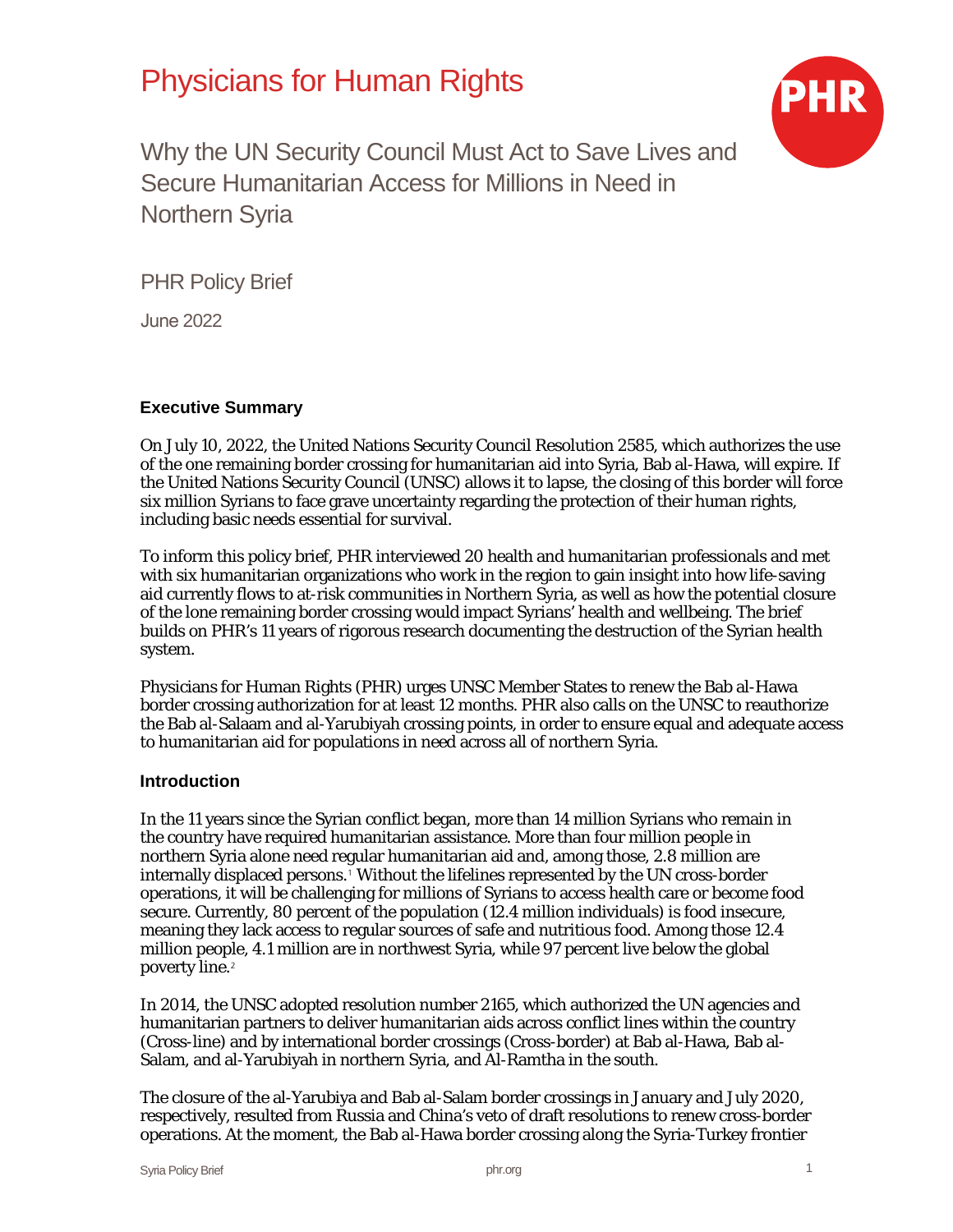# Physicians for Human Rights

## Why the UN Security Council Must Act to Save Lives and Secure Humanitarian Access for Millions in Need in Northern Syria

PHR Policy Brief

June 2022

### Executive Summary

On July 10, 2022, the United Nations Security Council Resolution 2585, which authorizes the use of the one remaining border crossing for humanitarian aid into Syria, Bab al-Hawa, will expire. If the United Nations Security Council (UNSC) allows it to lapse, the closing of this border will force six million Syrians to face grave uncertainty regarding the protection of their human rights, including basic needs essential for survival.

To inform this policy brief, PHR interviewed 20 health and humanitarian professionals and met with six humanitarian organizations who work in the region to gain insight into how life-saving aid currently flows to at-risk communities in Northern Syria, as well as how the potential closure of the lone remaining border crossing would impact Syrians' health and wellbeing. The brief builds on PHR's 11 years of rigorous research documenting the destruction of the Syrian health system.

Physicians for Human Rights (PHR) urges UNSC Member States to renew the Bab al-Hawa border crossing authorization for at least 12 months. PHR also calls on the UNSC to reauthorize the Bab al-Salaam and al-Yarubiyah crossing points, in order to ensure equal and adequate access to humanitarian aid for populations in need across all of northern Syria.

### Introduction

In the 11 years since the Syrian conflict began, more than 14 million Syrians who remain in the country have required humanitarian assistance. More than four million people in northern Syria alone need regular humanitarian aid and, among those, 2.8 million are internally displaced persons.[1] Without the lifelines represented by the UN cross-border operations, it will be challenging for millions of Syrians to access health care or become food secure. Currently, 80 percent of the population (12.4 million individuals) is food insecure, meaning they lack access to regular sources of safe and nutritious food. Among those 12.4 million people, 4.1 million are in northwest Syria, while 97 percent live below the global poverty line.[2]

In 2014, the UNSC adopted resolution number 2165, which authorized the UN agencies and humanitarian partners to deliver humanitarian aids across conflict lines within the country (Cross-line) and by international border crossings (Cross-border) at Bab al-Hawa, Bab al-Salam, and al-Yarubiyah in northern Syria, and Al-Ramtha in the south.

The closure of the al-Yarubiya and Bab al-Salam border crossings in January and July 2020, respectively, resulted from Russia and China's veto of draft resolutions to renew cross-border operations. At the moment, the Bab al-Hawa border crossing along the Syria-Turkey frontier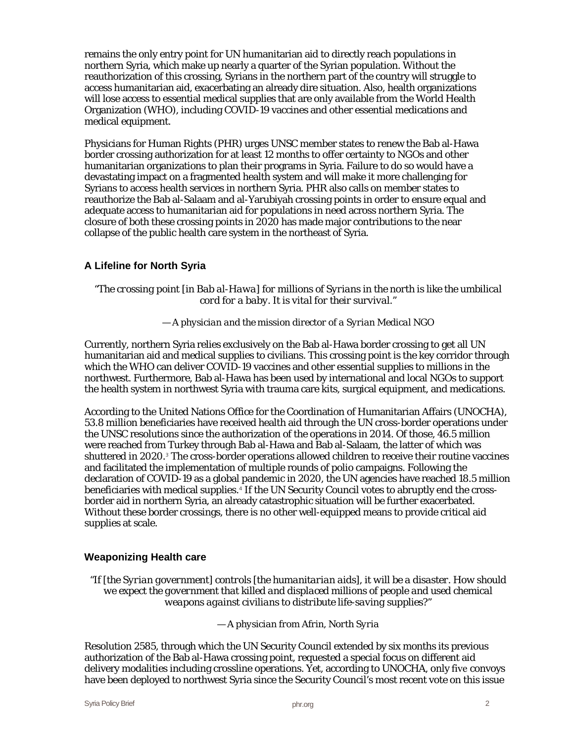remains the only entry point for UN humanitarian aid to directly reach populations in northern Syria, which make up nearly a quarter of the Syrian population. Without the reauthorization of this crossing, Syrians in the northern part of the country will struggle to access humanitarian aid, exacerbating an already dire situation. Also, health organizations will lose access to essential medical supplies that are only available from the World Health Organization (WHO), including COVID-19 vaccines and other essential medications and medical equipment.

Physicians for Human Rights (PHR) urges UNSC member states to renew the Bab al-Hawa border crossing authorization for at least 12 months to offer certainty to NGOs and other humanitarian organizations to plan their programs in Syria. Failure to do so would have a devastating impact on a fragmented health system and will make it more challenging for Syrians to access health services in northern Syria. PHR also calls on member states to reauthorize the Bab al-Salaam and al-Yarubiyah crossing points in order to ensure equal and adequate access to humanitarian aid for populations in need across northern Syria. The closure of both these crossing points in 2020 has made major contributions to the near collapse of the public health care system in the northeast of Syria.

## A Lifeline for North Syria

*"The crossing point [in Bab al-Hawa] for millions of Syrians in the north is like the umbilical cord for a baby. It is vital for their survival."*

*— A physician and the mission director of a Syrian Medical NGO*

Currently, northern Syria relies exclusively on the Bab al-Hawa border crossing to get all UN humanitarian aid and medical supplies to civilians. This crossing point is the key corridor through which the WHO can deliver COVID-19 vaccines and other essential supplies to millions in the northwest. Furthermore, Bab al-Hawa has been used by international and local NGOs to support the health system in northwest Syria with trauma care kits, surgical equipment, and medications.

According to the United Nations Office for the Coordination of Humanitarian Affairs (UNOCHA), 53.8 million beneficiaries have received health aid through the UN cross-border operations under the UNSC resolutions since the authorization of the operations in 2014. Of those, 46.5 million were reached from Turkey through Bab al-Hawa and Bab al-Salaam, the latter of which was shuttered in 2020.[3] The cross-border operations allowed children to receive their routine vaccines and facilitated the implementation of multiple rounds of polio campaigns. Following the declaration of COVID-19 as a global pandemic in 2020, the UN agencies have reached 18.5 million beneficiaries with medical supplies.[4] If the UN Security Council votes to abruptly end the cross-border aid in northern Syria, an already catastrophic situation will be further exacerbated. Without these border crossings, there is no other well-equipped means to provide critical aid supplies at scale.

## Weaponizing Health care

*"If [the Syrian government] controls [the humanitarian aids], it will be a disaster. How should we expect the government that killed and displaced millions of people and used chemical weapons against civilians to distribute life-saving supplies?"*

*— A physician from Afrin, North Syria*

Resolution 2585, through which the UN Security Council extended by six months its previous authorization of the Bab al-Hawa crossing point, requested a special focus on different aid delivery modalities including crossline operations. Yet, according to UNOCHA, only five convoys have been deployed to northwest Syria since the Security Council's most recent vote on this issue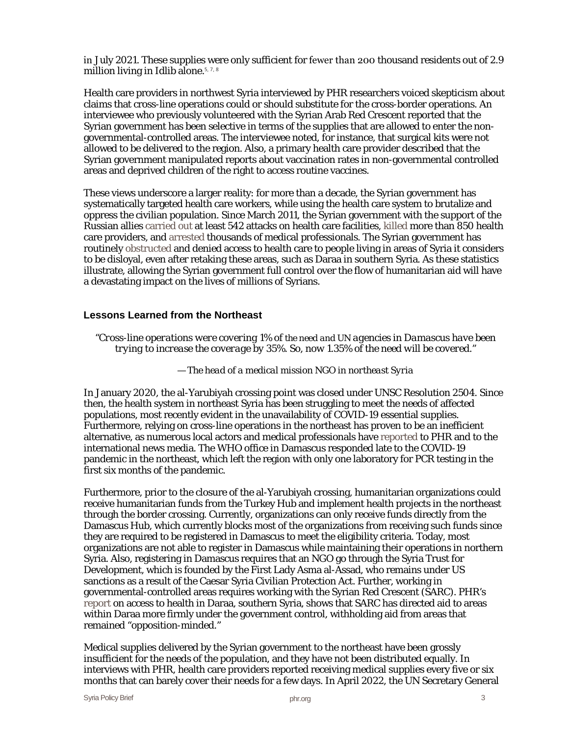in July 2021. These supplies were only sufficient for fewer than 200 thousand residents out of 2.9 million living in Idlib alone.[5, 7, 8]

Health care providers in northwest Syria interviewed by PHR researchers voiced skepticism about claims that cross-line operations could or should substitute for the cross-border operations. An interviewee who previously volunteered with the Syrian Arab Red Crescent reported that the Syrian government has been selective in terms of the supplies that are allowed to enter the non-governmental-controlled areas. The interviewee noted, for instance, that surgical kits were not allowed to be delivered to the region. Also, a primary health care provider described that the Syrian government manipulated reports about vaccination rates in non-governmental controlled areas and deprived children of the right to access routine vaccines.

These views underscore a larger reality: for more than a decade, the Syrian government has systematically targeted health care workers, while using the health care system to brutalize and oppress the civilian population. Since March 2011, the Syrian government with the support of the Russian allies carried out at least 542 attacks on health care facilities, killed more than 850 health care providers, and arrested thousands of medical professionals. The Syrian government has routinely obstructed and denied access to health care to people living in areas of Syria it considers to be disloyal, even after retaking these areas, such as Daraa in southern Syria. As these statistics illustrate, allowing the Syrian government full control over the flow of humanitarian aid will have a devastating impact on the lives of millions of Syrians.

## Lessons Learned from the Northeast

> *"Cross-line operations were covering 1% of the need and UN agencies in Damascus have been trying to increase the coverage by 35%. So, now 1.35% of the need will be covered."*
>
> *— The head of a medical mission NGO in northeast Syria*

In January 2020, the al-Yarubiyah crossing point was closed under UNSC Resolution 2504. Since then, the health system in northeast Syria has been struggling to meet the needs of affected populations, most recently evident in the unavailability of COVID-19 essential supplies. Furthermore, relying on cross-line operations in the northeast has proven to be an inefficient alternative, as numerous local actors and medical professionals have reported to PHR and to the international news media. The WHO office in Damascus responded late to the COVID-19 pandemic in the northeast, which left the region with only one laboratory for PCR testing in the first six months of the pandemic.

Furthermore, prior to the closure of the al-Yarubiyah crossing, humanitarian organizations could receive humanitarian funds from the Turkey Hub and implement health projects in the northeast through the border crossing. Currently, organizations can only receive funds directly from the Damascus Hub, which currently blocks most of the organizations from receiving such funds since they are required to be registered in Damascus to meet the eligibility criteria. Today, most organizations are not able to register in Damascus while maintaining their operations in northern Syria. Also, registering in Damascus requires that an NGO go through the Syria Trust for Development, which is founded by the First Lady Asma al-Assad, who remains under US sanctions as a result of the Caesar Syria Civilian Protection Act. Further, working in governmental-controlled areas requires working with the Syrian Red Crescent (SARC). PHR's report on access to health in Daraa, southern Syria, shows that SARC has directed aid to areas within Daraa more firmly under the government control, withholding aid from areas that remained "opposition-minded."

Medical supplies delivered by the Syrian government to the northeast have been grossly insufficient for the needs of the population, and they have not been distributed equally. In interviews with PHR, health care providers reported receiving medical supplies every five or six months that can barely cover their needs for a few days. In April 2022, the UN Secretary General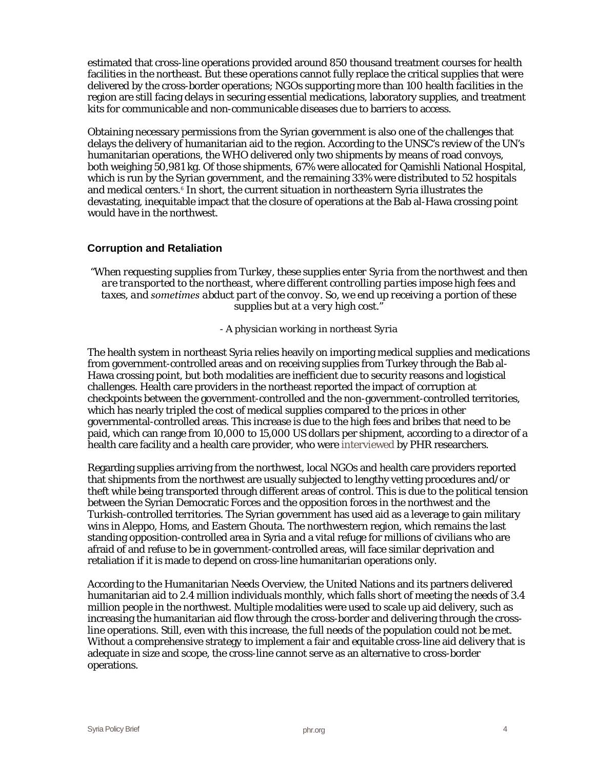estimated that cross-line operations provided around 850 thousand treatment courses for health facilities in the northeast. But these operations cannot fully replace the critical supplies that were delivered by the cross-border operations; NGOs supporting more than 100 health facilities in the region are still facing delays in securing essential medications, laboratory supplies, and treatment kits for communicable and non-communicable diseases due to barriers to access.

Obtaining necessary permissions from the Syrian government is also one of the challenges that delays the delivery of humanitarian aid to the region. According to the UNSC's review of the UN's humanitarian operations, the WHO delivered only two shipments by means of road convoys, both weighing 50,981 kg. Of those shipments, 67% were allocated for Qamishli National Hospital, which is run by the Syrian government, and the remaining 33% were distributed to 52 hospitals and medical centers.[6] In short, the current situation in northeastern Syria illustrates the devastating, inequitable impact that the closure of operations at the Bab al-Hawa crossing point would have in the northwest.

### Corruption and Retaliation

> *"When requesting supplies from Turkey, these supplies enter Syria from the northwest and then are transported to the northeast, where different controlling parties impose high fees and taxes, and sometimes abduct part of the convoy. So, we end up receiving a portion of these supplies but at a very high cost."*
>
> *- A physician working in northeast Syria*

The health system in northeast Syria relies heavily on importing medical supplies and medications from government-controlled areas and on receiving supplies from Turkey through the Bab al-Hawa crossing point, but both modalities are inefficient due to security reasons and logistical challenges. Health care providers in the northeast reported the impact of corruption at checkpoints between the government-controlled and the non-government-controlled territories, which has nearly tripled the cost of medical supplies compared to the prices in other governmental-controlled areas. This increase is due to the high fees and bribes that need to be paid, which can range from 10,000 to 15,000 US dollars per shipment, according to a director of a health care facility and a health care provider, who were interviewed by PHR researchers.

Regarding supplies arriving from the northwest, local NGOs and health care providers reported that shipments from the northwest are usually subjected to lengthy vetting procedures and/or theft while being transported through different areas of control. This is due to the political tension between the Syrian Democratic Forces and the opposition forces in the northwest and the Turkish-controlled territories. The Syrian government has used aid as a leverage to gain military wins in Aleppo, Homs, and Eastern Ghouta. The northwestern region, which remains the last standing opposition-controlled area in Syria and a vital refuge for millions of civilians who are afraid of and refuse to be in government-controlled areas, will face similar deprivation and retaliation if it is made to depend on cross-line humanitarian operations only.

According to the Humanitarian Needs Overview, the United Nations and its partners delivered humanitarian aid to 2.4 million individuals monthly, which falls short of meeting the needs of 3.4 million people in the northwest. Multiple modalities were used to scale up aid delivery, such as increasing the humanitarian aid flow through the cross-border and delivering through the cross-line operations. Still, even with this increase, the full needs of the population could not be met. Without a comprehensive strategy to implement a fair and equitable cross-line aid delivery that is adequate in size and scope, the cross-line cannot serve as an alternative to cross-border operations.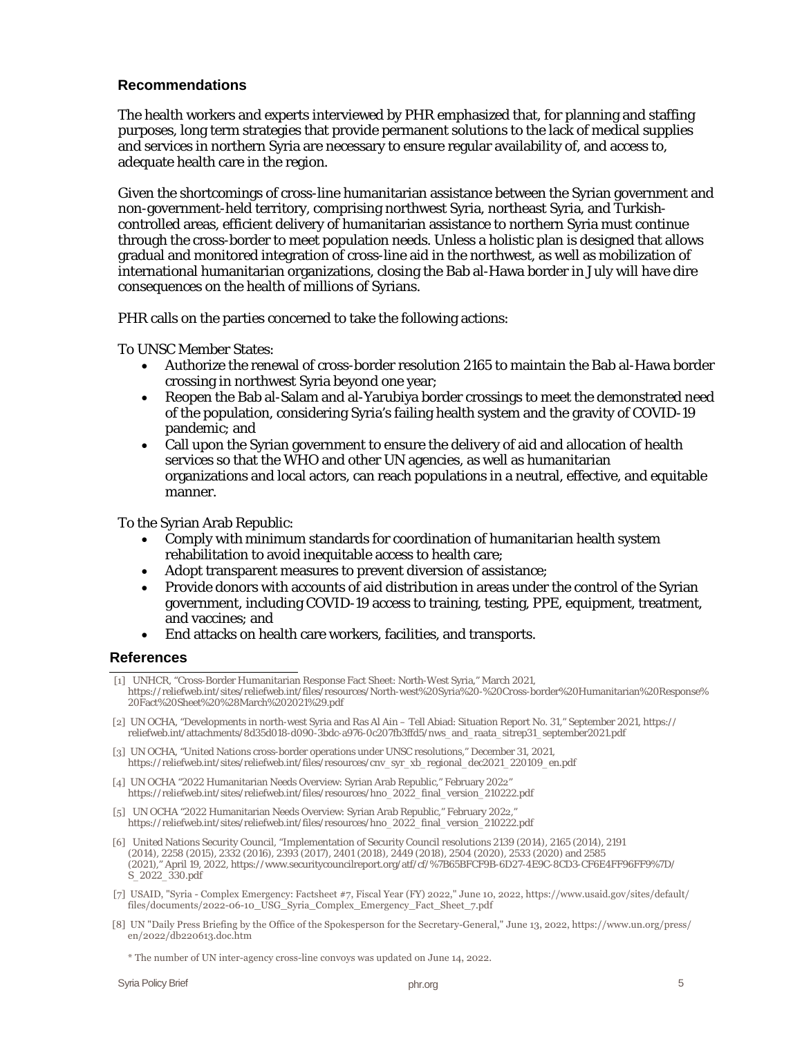## Recommendations

The health workers and experts interviewed by PHR emphasized that, for planning and staffing purposes, long term strategies that provide permanent solutions to the lack of medical supplies and services in northern Syria are necessary to ensure regular availability of, and access to, adequate health care in the region.

Given the shortcomings of cross-line humanitarian assistance between the Syrian government and non-government-held territory, comprising northwest Syria, northeast Syria, and Turkish-controlled areas, efficient delivery of humanitarian assistance to northern Syria must continue through the cross-border to meet population needs. Unless a holistic plan is designed that allows gradual and monitored integration of cross-line aid in the northwest, as well as mobilization of international humanitarian organizations, closing the Bab al-Hawa border in July will have dire consequences on the health of millions of Syrians.

PHR calls on the parties concerned to take the following actions:

To UNSC Member States:

- Authorize the renewal of cross-border resolution 2165 to maintain the Bab al-Hawa border crossing in northwest Syria beyond one year;
- Reopen the Bab al-Salam and al-Yarubiya border crossings to meet the demonstrated need of the population, considering Syria's failing health system and the gravity of COVID-19 pandemic; and
- Call upon the Syrian government to ensure the delivery of aid and allocation of health services so that the WHO and other UN agencies, as well as humanitarian organizations and local actors, can reach populations in a neutral, effective, and equitable manner.

To the Syrian Arab Republic:

- Comply with minimum standards for coordination of humanitarian health system rehabilitation to avoid inequitable access to health care;
- Adopt transparent measures to prevent diversion of assistance;
- Provide donors with accounts of aid distribution in areas under the control of the Syrian government, including COVID-19 access to training, testing, PPE, equipment, treatment, and vaccines; and
- End attacks on health care workers, facilities, and transports.

## References

[1] UNHCR, "Cross-Border Humanitarian Response Fact Sheet: North-West Syria," March 2021, https://reliefweb.int/sites/reliefweb.int/files/resources/North-west%20Syria%20-%20Cross-border%20Humanitarian%20Response%20Fact%20Sheet%20%28March%202021%29.pdf

[2] UN OCHA, "Developments in north-west Syria and Ras Al Ain – Tell Abiad: Situation Report No. 31," September 2021, https://reliefweb.int/attachments/8d35d018-d090-3bdc-a976-0c207fb3ffd5/nws_and_raata_sitrep31_september2021.pdf

[3] UN OCHA, "United Nations cross-border operations under UNSC resolutions," December 31, 2021, https://reliefweb.int/sites/reliefweb.int/files/resources/cnv_syr_xb_regional_dec2021_220109_en.pdf

[4] UN OCHA "2022 Humanitarian Needs Overview: Syrian Arab Republic," February 2022" https://reliefweb.int/sites/reliefweb.int/files/resources/hno_2022_final_version_210222.pdf

[5] UN OCHA "2022 Humanitarian Needs Overview: Syrian Arab Republic," February 2022," https://reliefweb.int/sites/reliefweb.int/files/resources/hno_2022_final_version_210222.pdf

[6] United Nations Security Council, "Implementation of Security Council resolutions 2139 (2014), 2165 (2014), 2191 (2014), 2258 (2015), 2332 (2016), 2393 (2017), 2401 (2018), 2449 (2018), 2504 (2020), 2533 (2020) and 2585 (2021)," April 19, 2022, https://www.securitycouncilreport.org/atf/cf/%7B65BFCF9B-6D27-4E9C-8CD3-CF6E4FF96FF9%7D/S_2022_330.pdf

[7] USAID, "Syria - Complex Emergency: Factsheet #7, Fiscal Year (FY) 2022," June 10, 2022, https://www.usaid.gov/sites/default/files/documents/2022-06-10_USG_Syria_Complex_Emergency_Fact_Sheet_7.pdf

[8] UN "Daily Press Briefing by the Office of the Spokesperson for the Secretary-General," June 13, 2022, https://www.un.org/press/en/2022/db220613.doc.htm

\* The number of UN inter-agency cross-line convoys was updated on June 14, 2022.